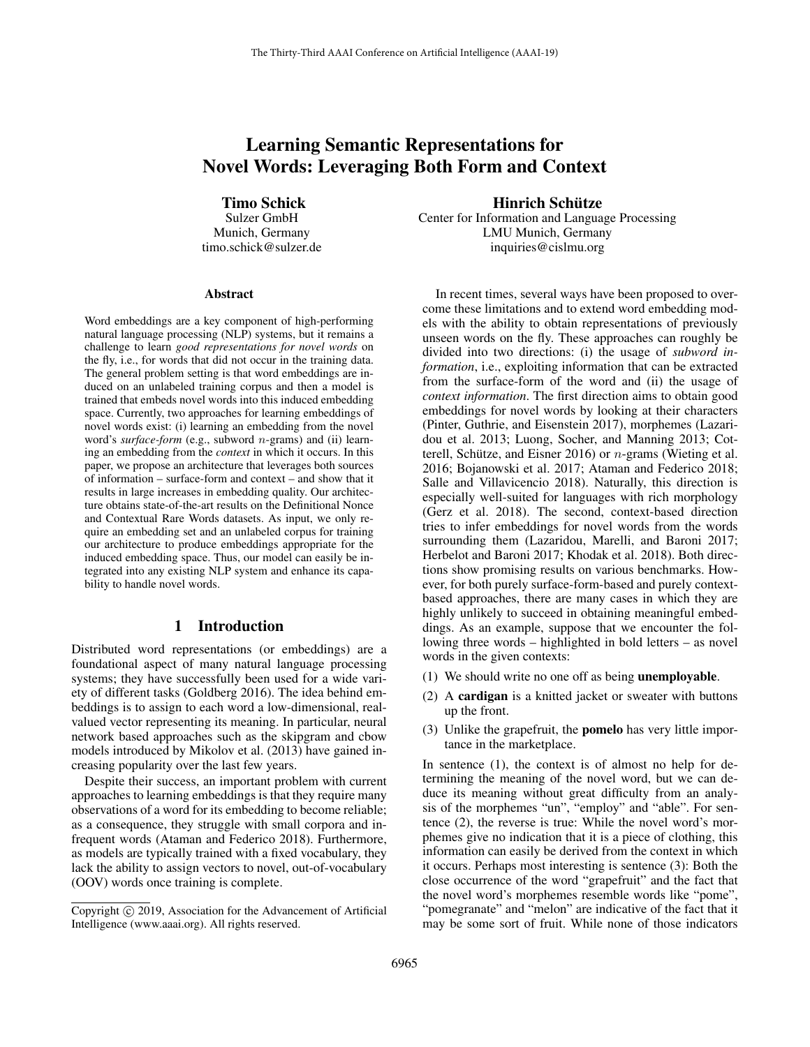# Learning Semantic Representations for Novel Words: Leveraging Both Form and Context

**Timo Schick**
Sulzer GmbH
Munich, Germany
timo.schick@sulzer.de

**Hinrich Schütze**
Center for Information and Language Processing
LMU Munich, Germany
inquiries@cislmu.org

### Abstract

Word embeddings are a key component of high-performing natural language processing (NLP) systems, but it remains a challenge to learn *good representations for novel words* on the fly, i.e., for words that did not occur in the training data. The general problem setting is that word embeddings are induced on an unlabeled training corpus and then a model is trained that embeds novel words into this induced embedding space. Currently, two approaches for learning embeddings of novel words exist: (i) learning an embedding from the novel word's *surface-form* (e.g., subword $n$-grams) and (ii) learning an embedding from the *context* in which it occurs. In this paper, we propose an architecture that leverages both sources of information – surface-form and context – and show that it results in large increases in embedding quality. Our architecture obtains state-of-the-art results on the Definitional Nonce and Contextual Rare Words datasets. As input, we only require an embedding set and an unlabeled corpus for training our architecture to produce embeddings appropriate for the induced embedding space. Thus, our model can easily be integrated into any existing NLP system and enhance its capability to handle novel words.

## 1 Introduction

Distributed word representations (or embeddings) are a foundational aspect of many natural language processing systems; they have successfully been used for a wide variety of different tasks (Goldberg 2016). The idea behind embeddings is to assign to each word a low-dimensional, real-valued vector representing its meaning. In particular, neural network based approaches such as the skipgram and cbow models introduced by Mikolov et al. (2013) have gained increasing popularity over the last few years.

Despite their success, an important problem with current approaches to learning embeddings is that they require many observations of a word for its embedding to become reliable; as a consequence, they struggle with small corpora and infrequent words (Ataman and Federico 2018). Furthermore, as models are typically trained with a fixed vocabulary, they lack the ability to assign vectors to novel, out-of-vocabulary (OOV) words once training is complete.

In recent times, several ways have been proposed to overcome these limitations and to extend word embedding models with the ability to obtain representations of previously unseen words on the fly. These approaches can roughly be divided into two directions: (i) the usage of *subword information*, i.e., exploiting information that can be extracted from the surface-form of the word and (ii) the usage of *context information*. The first direction aims to obtain good embeddings for novel words by looking at their characters (Pinter, Guthrie, and Eisenstein 2017), morphemes (Lazaridou et al. 2013; Luong, Socher, and Manning 2013; Cotterell, Schütze, and Eisner 2016) or $n$-grams (Wieting et al. 2016; Bojanowski et al. 2017; Ataman and Federico 2018; Salle and Villavicencio 2018). Naturally, this direction is especially well-suited for languages with rich morphology (Gerz et al. 2018). The second, context-based direction tries to infer embeddings for novel words from the words surrounding them (Lazaridou, Marelli, and Baroni 2017; Herbelot and Baroni 2017; Khodak et al. 2018). Both directions show promising results on various benchmarks. However, for both purely surface-form-based and purely context-based approaches, there are many cases in which they are highly unlikely to succeed in obtaining meaningful embeddings. As an example, suppose that we encounter the following three words – highlighted in bold letters – as novel words in the given contexts:

(1) We should write no one off as being **unemployable**.

(2) A **cardigan** is a knitted jacket or sweater with buttons up the front.

(3) Unlike the grapefruit, the **pomelo** has very little importance in the marketplace.

In sentence (1), the context is of almost no help for determining the meaning of the novel word, but we can deduce its meaning without great difficulty from an analysis of the morphemes "un", "employ" and "able". For sentence (2), the reverse is true: While the novel word's morphemes give no indication that it is a piece of clothing, this information can easily be derived from the context in which it occurs. Perhaps most interesting is sentence (3): Both the close occurrence of the word "grapefruit" and the fact that the novel word's morphemes resemble words like "pome", "pomegranate" and "melon" are indicative of the fact that it may be some sort of fruit. While none of those indicators

Copyright © 2019, Association for the Advancement of Artificial Intelligence (www.aaai.org). All rights reserved.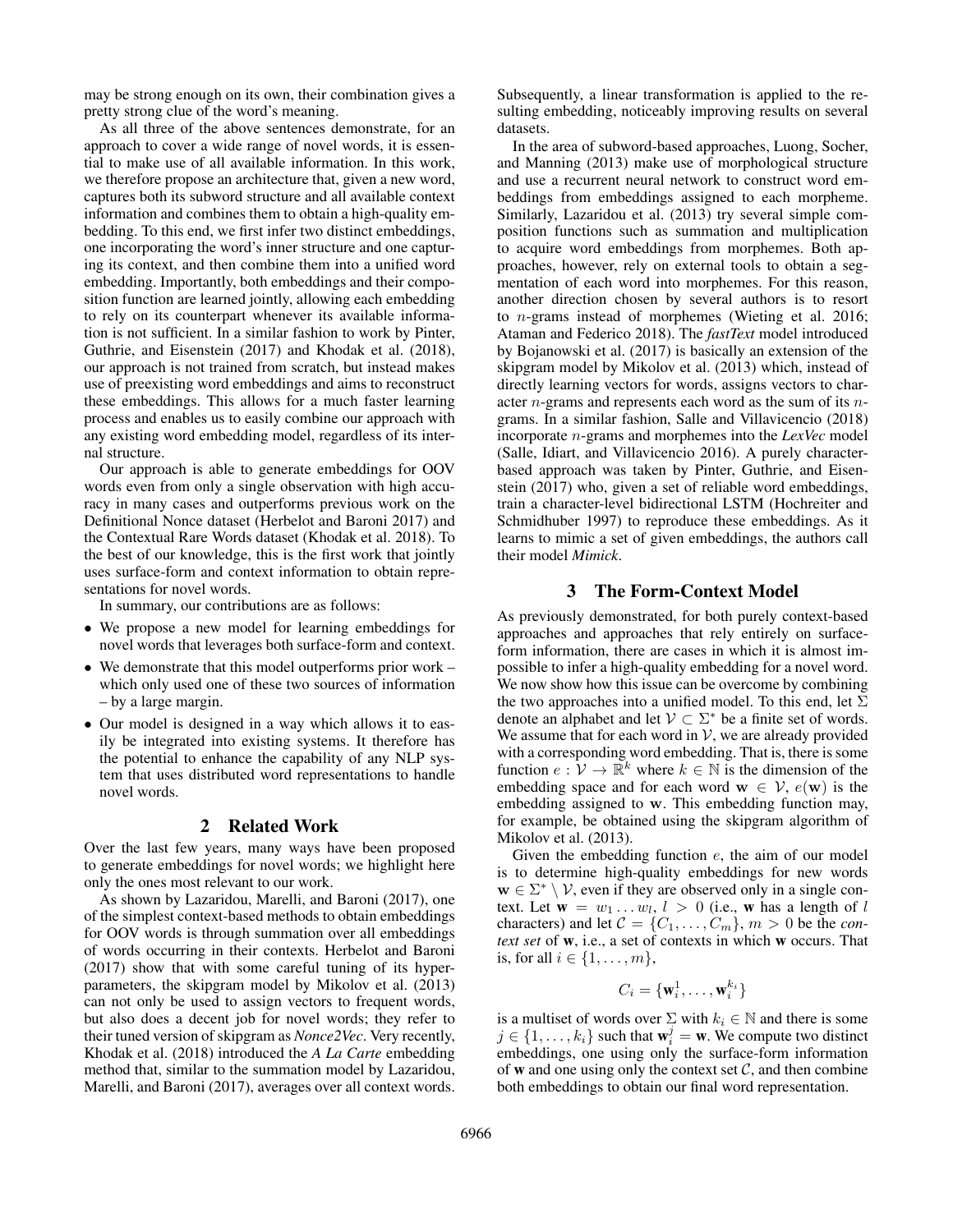may be strong enough on its own, their combination gives a pretty strong clue of the word's meaning.

As all three of the above sentences demonstrate, for an approach to cover a wide range of novel words, it is essential to make use of all available information. In this work, we therefore propose an architecture that, given a new word, captures both its subword structure and all available context information and combines them to obtain a high-quality embedding. To this end, we first infer two distinct embeddings, one incorporating the word's inner structure and one capturing its context, and then combine them into a unified word embedding. Importantly, both embeddings and their composition function are learned jointly, allowing each embedding to rely on its counterpart whenever its available information is not sufficient. In a similar fashion to work by Pinter, Guthrie, and Eisenstein (2017) and Khodak et al. (2018), our approach is not trained from scratch, but instead makes use of preexisting word embeddings and aims to reconstruct these embeddings. This allows for a much faster learning process and enables us to easily combine our approach with any existing word embedding model, regardless of its internal structure.

Our approach is able to generate embeddings for OOV words even from only a single observation with high accuracy in many cases and outperforms previous work on the Definitional Nonce dataset (Herbelot and Baroni 2017) and the Contextual Rare Words dataset (Khodak et al. 2018). To the best of our knowledge, this is the first work that jointly uses surface-form and context information to obtain representations for novel words.

In summary, our contributions are as follows:

- We propose a new model for learning embeddings for novel words that leverages both surface-form and context.
- We demonstrate that this model outperforms prior work – which only used one of these two sources of information – by a large margin.
- Our model is designed in a way which allows it to easily be integrated into existing systems. It therefore has the potential to enhance the capability of any NLP system that uses distributed word representations to handle novel words.

## 2 Related Work

Over the last few years, many ways have been proposed to generate embeddings for novel words; we highlight here only the ones most relevant to our work.

As shown by Lazaridou, Marelli, and Baroni (2017), one of the simplest context-based methods to obtain embeddings for OOV words is through summation over all embeddings of words occurring in their contexts. Herbelot and Baroni (2017) show that with some careful tuning of its hyperparameters, the skipgram model by Mikolov et al. (2013) can not only be used to assign vectors to frequent words, but also does a decent job for novel words; they refer to their tuned version of skipgram as *Nonce2Vec*. Very recently, Khodak et al. (2018) introduced the *A La Carte* embedding method that, similar to the summation model by Lazaridou, Marelli, and Baroni (2017), averages over all context words. Subsequently, a linear transformation is applied to the resulting embedding, noticeably improving results on several datasets.

In the area of subword-based approaches, Luong, Socher, and Manning (2013) make use of morphological structure and use a recurrent neural network to construct word embeddings from embeddings assigned to each morpheme. Similarly, Lazaridou et al. (2013) try several simple composition functions such as summation and multiplication to acquire word embeddings from morphemes. Both approaches, however, rely on external tools to obtain a segmentation of each word into morphemes. For this reason, another direction chosen by several authors is to resort to $n$-grams instead of morphemes (Wieting et al. 2016; Ataman and Federico 2018). The *fastText* model introduced by Bojanowski et al. (2017) is basically an extension of the skipgram model by Mikolov et al. (2013) which, instead of directly learning vectors for words, assigns vectors to character $n$-grams and represents each word as the sum of its $n$-grams. In a similar fashion, Salle and Villavicencio (2018) incorporate $n$-grams and morphemes into the *LexVec* model (Salle, Idiart, and Villavicencio 2016). A purely character-based approach was taken by Pinter, Guthrie, and Eisenstein (2017) who, given a set of reliable word embeddings, train a character-level bidirectional LSTM (Hochreiter and Schmidhuber 1997) to reproduce these embeddings. As it learns to mimic a set of given embeddings, the authors call their model *Mimick*.

## 3 The Form-Context Model

As previously demonstrated, for both purely context-based approaches and approaches that rely entirely on surface-form information, there are cases in which it is almost impossible to infer a high-quality embedding for a novel word. We now show how this issue can be overcome by combining the two approaches into a unified model. To this end, let $\Sigma$ denote an alphabet and let $\mathcal{V} \subset \Sigma^*$ be a finite set of words. We assume that for each word in $\mathcal{V}$, we are already provided with a corresponding word embedding. That is, there is some function $e : \mathcal{V} \to \mathbb{R}^k$ where $k \in \mathbb{N}$ is the dimension of the embedding space and for each word $\mathbf{w} \in \mathcal{V}$, $e(\mathbf{w})$ is the embedding assigned to $\mathbf{w}$. This embedding function may, for example, be obtained using the skipgram algorithm of Mikolov et al. (2013).

Given the embedding function $e$, the aim of our model is to determine high-quality embeddings for new words $\mathbf{w} \in \Sigma^* \setminus \mathcal{V}$, even if they are observed only in a single context. Let $\mathbf{w} = w_1 \dots w_l$, $l > 0$ (i.e., $\mathbf{w}$ has a length of $l$ characters) and let $\mathcal{C} = \{C_1, \dots, C_m\}$, $m > 0$ be the *context set* of $\mathbf{w}$, i.e., a set of contexts in which $\mathbf{w}$ occurs. That is, for all $i \in \{1, \dots, m\}$,

$$C_i = \{\mathbf{w}_i^1, \dots, \mathbf{w}_i^{k_i}\}$$

is a multiset of words over $\Sigma$ with $k_i \in \mathbb{N}$ and there is some $j \in \{1, \dots, k_i\}$ such that $\mathbf{w}_i^j = \mathbf{w}$. We compute two distinct embeddings, one using only the surface-form information of $\mathbf{w}$ and one using only the context set $\mathcal{C}$, and then combine both embeddings to obtain our final word representation.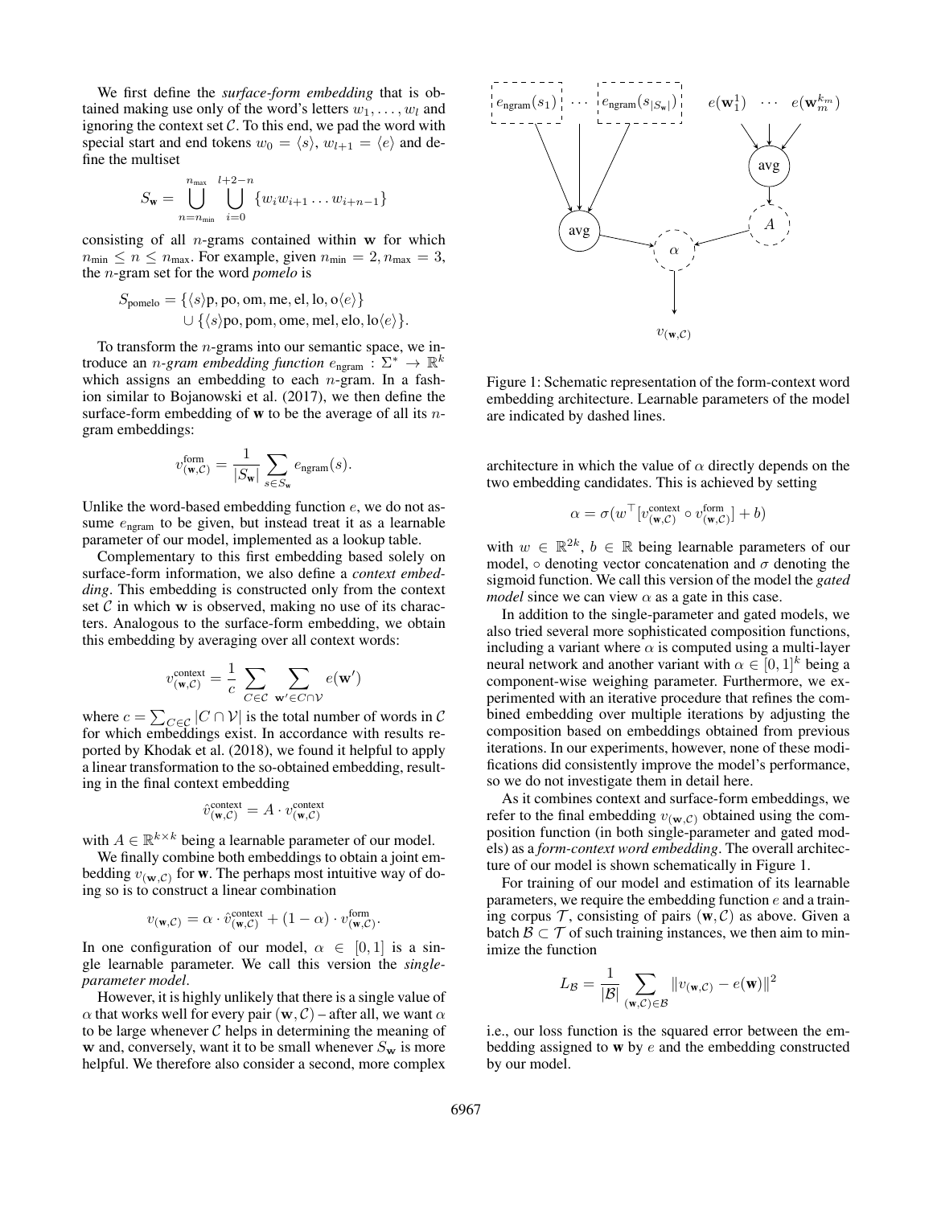We first define the *surface-form embedding* that is obtained making use only of the word's letters $w_1, \ldots, w_l$ and ignoring the context set $\mathcal{C}$. To this end, we pad the word with special start and end tokens $w_0 = \langle s \rangle$, $w_{l+1} = \langle e \rangle$ and define the multiset

$$S_{\mathbf{w}} = \bigcup_{n=n_{\min}}^{n_{\max}} \bigcup_{i=0}^{l+2-n} \{w_i w_{i+1} \ldots w_{i+n-1}\}$$

consisting of all $n$-grams contained within $\mathbf{w}$ for which $n_{\min} \leq n \leq n_{\max}$. For example, given $n_{\min} = 2, n_{\max} = 3$, the $n$-gram set for the word *pomelo* is

$$\begin{aligned} S_{\text{pomelo}} = &\{\langle s \rangle\text{p}, \text{po}, \text{om}, \text{me}, \text{el}, \text{lo}, \text{o}\langle e \rangle\} \\ &\cup \{\langle s \rangle\text{po}, \text{pom}, \text{ome}, \text{mel}, \text{elo}, \text{lo}\langle e \rangle\}. \end{aligned}$$

To transform the $n$-grams into our semantic space, we introduce an *$n$-gram embedding function* $e_{\text{ngram}} : \Sigma^* \to \mathbb{R}^k$ which assigns an embedding to each $n$-gram. In a fashion similar to Bojanowski et al. (2017), we then define the surface-form embedding of $\mathbf{w}$ to be the average of all its $n$-gram embeddings:

$$v^{\text{form}}_{(\mathbf{w},\mathcal{C})} = \frac{1}{|S_{\mathbf{w}}|} \sum_{s \in S_{\mathbf{w}}} e_{\text{ngram}}(s).$$

Unlike the word-based embedding function $e$, we do not assume $e_{\text{ngram}}$ to be given, but instead treat it as a learnable parameter of our model, implemented as a lookup table.

Complementary to this first embedding based solely on surface-form information, we also define a *context embedding*. This embedding is constructed only from the context set $\mathcal{C}$ in which $\mathbf{w}$ is observed, making no use of its characters. Analogous to the surface-form embedding, we obtain this embedding by averaging over all context words:

$$v^{\text{context}}_{(\mathbf{w},\mathcal{C})} = \frac{1}{c} \sum_{C \in \mathcal{C}} \sum_{\mathbf{w}' \in C \cap \mathcal{V}} e(\mathbf{w}')$$

where $c = \sum_{C \in \mathcal{C}} |C \cap \mathcal{V}|$ is the total number of words in $\mathcal{C}$ for which embeddings exist. In accordance with results reported by Khodak et al. (2018), we found it helpful to apply a linear transformation to the so-obtained embedding, resulting in the final context embedding

$$\hat{v}^{\text{context}}_{(\mathbf{w},\mathcal{C})} = A \cdot v^{\text{context}}_{(\mathbf{w},\mathcal{C})}$$

with $A \in \mathbb{R}^{k \times k}$ being a learnable parameter of our model.

We finally combine both embeddings to obtain a joint embedding $v_{(\mathbf{w},\mathcal{C})}$ for $\mathbf{w}$. The perhaps most intuitive way of doing so is to construct a linear combination

$$v_{(\mathbf{w},\mathcal{C})} = \alpha \cdot \hat{v}^{\text{context}}_{(\mathbf{w},\mathcal{C})} + (1 - \alpha) \cdot v^{\text{form}}_{(\mathbf{w},\mathcal{C})}.$$

In one configuration of our model, $\alpha \in [0, 1]$ is a single learnable parameter. We call this version the *single-parameter model*.

However, it is highly unlikely that there is a single value of $\alpha$ that works well for every pair $(\mathbf{w}, \mathcal{C})$ – after all, we want $\alpha$ to be large whenever $\mathcal{C}$ helps in determining the meaning of $\mathbf{w}$ and, conversely, want it to be small whenever $S_{\mathbf{w}}$ is more helpful. We therefore also consider a second, more complex architecture in which the value of $\alpha$ directly depends on the two embedding candidates. This is achieved by setting

$$\alpha = \sigma(w^\top [v^{\text{context}}_{(\mathbf{w},\mathcal{C})} \circ v^{\text{form}}_{(\mathbf{w},\mathcal{C})}] + b)$$

with $w \in \mathbb{R}^{2k}$, $b \in \mathbb{R}$ being learnable parameters of our model, $\circ$ denoting vector concatenation and $\sigma$ denoting the sigmoid function. We call this version of the model the *gated model* since we can view $\alpha$ as a gate in this case.

Figure 1: Schematic representation of the form-context word embedding architecture. Learnable parameters of the model are indicated by dashed lines.

In addition to the single-parameter and gated models, we also tried several more sophisticated composition functions, including a variant where $\alpha$ is computed using a multi-layer neural network and another variant with $\alpha \in [0, 1]^k$ being a component-wise weighing parameter. Furthermore, we experimented with an iterative procedure that refines the combined embedding over multiple iterations by adjusting the composition based on embeddings obtained from previous iterations. In our experiments, however, none of these modifications did consistently improve the model's performance, so we do not investigate them in detail here.

As it combines context and surface-form embeddings, we refer to the final embedding $v_{(\mathbf{w},\mathcal{C})}$ obtained using the composition function (in both single-parameter and gated models) as a *form-context word embedding*. The overall architecture of our model is shown schematically in Figure 1.

For training of our model and estimation of its learnable parameters, we require the embedding function $e$ and a training corpus $\mathcal{T}$, consisting of pairs $(\mathbf{w}, \mathcal{C})$ as above. Given a batch $\mathcal{B} \subset \mathcal{T}$ of such training instances, we then aim to minimize the function

$$L_{\mathcal{B}} = \frac{1}{|\mathcal{B}|} \sum_{(\mathbf{w},\mathcal{C}) \in \mathcal{B}} \|v_{(\mathbf{w},\mathcal{C})} - e(\mathbf{w})\|^2$$

i.e., our loss function is the squared error between the embedding assigned to $\mathbf{w}$ by $e$ and the embedding constructed by our model.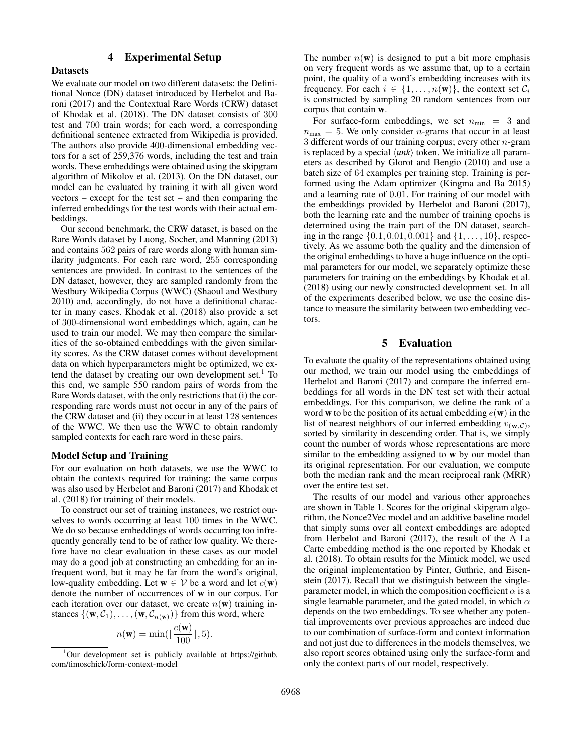# 4 Experimental Setup

### Datasets

We evaluate our model on two different datasets: the Definitional Nonce (DN) dataset introduced by Herbelot and Baroni (2017) and the Contextual Rare Words (CRW) dataset of Khodak et al. (2018). The DN dataset consists of 300 test and 700 train words; for each word, a corresponding definitional sentence extracted from Wikipedia is provided. The authors also provide 400-dimensional embedding vectors for a set of 259,376 words, including the test and train words. These embeddings were obtained using the skipgram algorithm of Mikolov et al. (2013). On the DN dataset, our model can be evaluated by training it with all given word vectors – except for the test set – and then comparing the inferred embeddings for the test words with their actual embeddings.

Our second benchmark, the CRW dataset, is based on the Rare Words dataset by Luong, Socher, and Manning (2013) and contains 562 pairs of rare words along with human similarity judgments. For each rare word, 255 corresponding sentences are provided. In contrast to the sentences of the DN dataset, however, they are sampled randomly from the Westbury Wikipedia Corpus (WWC) (Shaoul and Westbury 2010) and, accordingly, do not have a definitional character in many cases. Khodak et al. (2018) also provide a set of 300-dimensional word embeddings which, again, can be used to train our model. We may then compare the similarities of the so-obtained embeddings with the given similarity scores. As the CRW dataset comes without development data on which hyperparameters might be optimized, we extend the dataset by creating our own development set.[1] To this end, we sample 550 random pairs of words from the Rare Words dataset, with the only restrictions that (i) the corresponding rare words must not occur in any of the pairs of the CRW dataset and (ii) they occur in at least 128 sentences of the WWC. We then use the WWC to obtain randomly sampled contexts for each rare word in these pairs.

### Model Setup and Training

For our evaluation on both datasets, we use the WWC to obtain the contexts required for training; the same corpus was also used by Herbelot and Baroni (2017) and Khodak et al. (2018) for training of their models.

To construct our set of training instances, we restrict ourselves to words occurring at least 100 times in the WWC. We do so because embeddings of words occurring too infrequently generally tend to be of rather low quality. We therefore have no clear evaluation in these cases as our model may do a good job at constructing an embedding for an infrequent word, but it may be far from the word's original, low-quality embedding. Let $\mathbf{w} \in \mathcal{V}$ be a word and let $c(\mathbf{w})$ denote the number of occurrences of $\mathbf{w}$ in our corpus. For each iteration over our dataset, we create $n(\mathbf{w})$ training instances $\{(\mathbf{w}, \mathcal{C}_1), \ldots, (\mathbf{w}, \mathcal{C}_{n(\mathbf{w})})\}$ from this word, where

$$n(\mathbf{w}) = \min(\lfloor \frac{c(\mathbf{w})}{100} \rfloor, 5).$$

The number $n(\mathbf{w})$ is designed to put a bit more emphasis on very frequent words as we assume that, up to a certain point, the quality of a word's embedding increases with its frequency. For each $i \in \{1, \ldots, n(\mathbf{w})\}$, the context set $\mathcal{C}_i$ is constructed by sampling 20 random sentences from our corpus that contain $\mathbf{w}$.

For surface-form embeddings, we set $n_{\text{min}} = 3$ and $n_{\text{max}} = 5$. We only consider $n$-grams that occur in at least 3 different words of our training corpus; every other $n$-gram is replaced by a special $\langle unk \rangle$ token. We initialize all parameters as described by Glorot and Bengio (2010) and use a batch size of 64 examples per training step. Training is performed using the Adam optimizer (Kingma and Ba 2015) and a learning rate of 0.01. For training of our model with the embeddings provided by Herbelot and Baroni (2017), both the learning rate and the number of training epochs is determined using the train part of the DN dataset, searching in the range $\{0.1, 0.01, 0.001\}$ and $\{1, \ldots, 10\}$, respectively. As we assume both the quality and the dimension of the original embeddings to have a huge influence on the optimal parameters for our model, we separately optimize these parameters for training on the embeddings by Khodak et al. (2018) using our newly constructed development set. In all of the experiments described below, we use the cosine distance to measure the similarity between two embedding vectors.

# 5 Evaluation

To evaluate the quality of the representations obtained using our method, we train our model using the embeddings of Herbelot and Baroni (2017) and compare the inferred embeddings for all words in the DN test set with their actual embeddings. For this comparison, we define the rank of a word $\mathbf{w}$ to be the position of its actual embedding $e(\mathbf{w})$ in the list of nearest neighbors of our inferred embedding $v_{(\mathbf{w},\mathcal{C})}$, sorted by similarity in descending order. That is, we simply count the number of words whose representations are more similar to the embedding assigned to $\mathbf{w}$ by our model than its original representation. For our evaluation, we compute both the median rank and the mean reciprocal rank (MRR) over the entire test set.

The results of our model and various other approaches are shown in Table 1. Scores for the original skipgram algorithm, the Nonce2Vec model and an additive baseline model that simply sums over all context embeddings are adopted from Herbelot and Baroni (2017), the result of the A La Carte embedding method is the one reported by Khodak et al. (2018). To obtain results for the Mimick model, we used the original implementation by Pinter, Guthrie, and Eisenstein (2017). Recall that we distinguish between the single-parameter model, in which the composition coefficient $\alpha$ is a single learnable parameter, and the gated model, in which $\alpha$ depends on the two embeddings. To see whether any potential improvements over previous approaches are indeed due to our combination of surface-form and context information and not just due to differences in the models themselves, we also report scores obtained using only the surface-form and only the context parts of our model, respectively.

[1] Our development set is publicly available at https://github.com/timoschick/form-context-model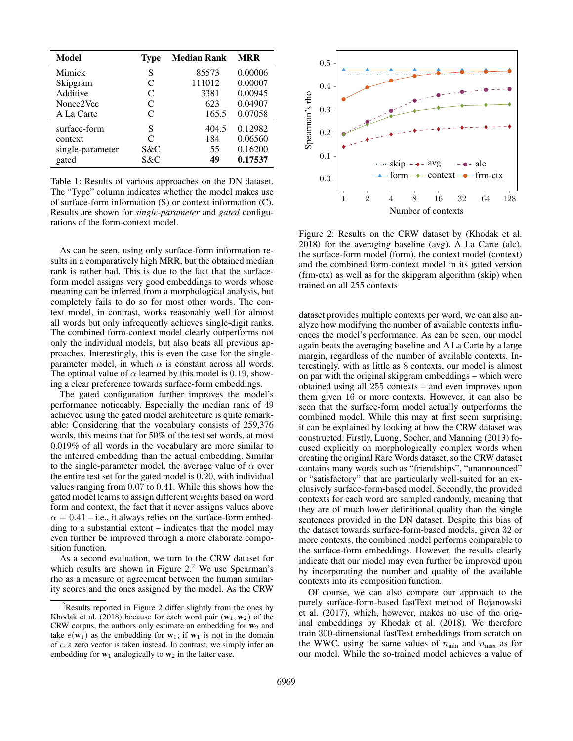| Model | Type | Median Rank | MRR |
|---|---|---|---|
| Mimick | S | 85573 | 0.00006 |
| Skipgram | C | 111012 | 0.00007 |
| Additive | C | 3381 | 0.00945 |
| Nonce2Vec | C | 623 | 0.04907 |
| A La Carte | C | 165.5 | 0.07058 |
| surface-form | S | 404.5 | 0.12982 |
| context | C | 184 | 0.06560 |
| single-parameter | S&C | 55 | 0.16200 |
| gated | S&C | **49** | **0.17537** |

Table 1: Results of various approaches on the DN dataset. The "Type" column indicates whether the model makes use of surface-form information (S) or context information (C). Results are shown for *single-parameter* and *gated* configurations of the form-context model.

As can be seen, using only surface-form information results in a comparatively high MRR, but the obtained median rank is rather bad. This is due to the fact that the surface-form model assigns very good embeddings to words whose meaning can be inferred from a morphological analysis, but completely fails to do so for most other words. The context model, in contrast, works reasonably well for almost all words but only infrequently achieves single-digit ranks. The combined form-context model clearly outperforms not only the individual models, but also beats all previous approaches. Interestingly, this is even the case for the single-parameter model, in which $\alpha$ is constant across all words. The optimal value of $\alpha$ learned by this model is 0.19, showing a clear preference towards surface-form embeddings.

The gated configuration further improves the model's performance noticeably. Especially the median rank of 49 achieved using the gated model architecture is quite remarkable: Considering that the vocabulary consists of 259,376 words, this means that for 50% of the test set words, at most 0.019% of all words in the vocabulary are more similar to the inferred embedding than the actual embedding. Similar to the single-parameter model, the average value of $\alpha$ over the entire test set for the gated model is 0.20, with individual values ranging from 0.07 to 0.41. While this shows how the gated model learns to assign different weights based on word form and context, the fact that it never assigns values above $\alpha = 0.41$ – i.e., it always relies on the surface-form embedding to a substantial extent – indicates that the model may even further be improved through a more elaborate composition function.

As a second evaluation, we turn to the CRW dataset for which results are shown in Figure 2.[2] We use Spearman's rho as a measure of agreement between the human similarity scores and the ones assigned by the model. As the CRW dataset provides multiple contexts per word, we can also analyze how modifying the number of available contexts influences the model's performance. As can be seen, our model again beats the averaging baseline and A La Carte by a large margin, regardless of the number of available contexts. Interestingly, with as little as 8 contexts, our model is almost on par with the original skipgram embeddings – which were obtained using all 255 contexts – and even improves upon them given 16 or more contexts. However, it can also be seen that the surface-form model actually outperforms the combined model. While this may at first seem surprising, it can be explained by looking at how the CRW dataset was constructed: Firstly, Luong, Socher, and Manning (2013) focused explicitly on morphologically complex words when creating the original Rare Words dataset, so the CRW dataset contains many words such as "friendships", "unannounced" or "satisfactory" that are particularly well-suited for an exclusively surface-form-based model. Secondly, the provided contexts for each word are sampled randomly, meaning that they are of much lower definitional quality than the single sentences provided in the DN dataset. Despite this bias of the dataset towards surface-form-based models, given 32 or more contexts, the combined model performs comparable to the surface-form embeddings. However, the results clearly indicate that our model may even further be improved upon by incorporating the number and quality of the available contexts into its composition function.

Figure 2: Results on the CRW dataset by (Khodak et al. 2018) for the averaging baseline (avg), A La Carte (alc), the surface-form model (form), the context model (context) and the combined form-context model in its gated version (frm-ctx) as well as for the skipgram algorithm (skip) when trained on all 255 contexts

Of course, we can also compare our approach to the purely surface-form-based fastText method of Bojanowski et al. (2017), which, however, makes no use of the original embeddings by Khodak et al. (2018). We therefore train 300-dimensional fastText embeddings from scratch on the WWC, using the same values of $n_{\text{min}}$ and $n_{\text{max}}$ as for our model. While the so-trained model achieves a value of

[2] Results reported in Figure 2 differ slightly from the ones by Khodak et al. (2018) because for each word pair $(\mathbf{w}_1, \mathbf{w}_2)$ of the CRW corpus, the authors only estimate an embedding for $\mathbf{w}_2$ and take $e(\mathbf{w}_1)$ as the embedding for $\mathbf{w}_1$; if $\mathbf{w}_1$ is not in the domain of $e$, a zero vector is taken instead. In contrast, we simply infer an embedding for $\mathbf{w}_1$ analogically to $\mathbf{w}_2$ in the latter case.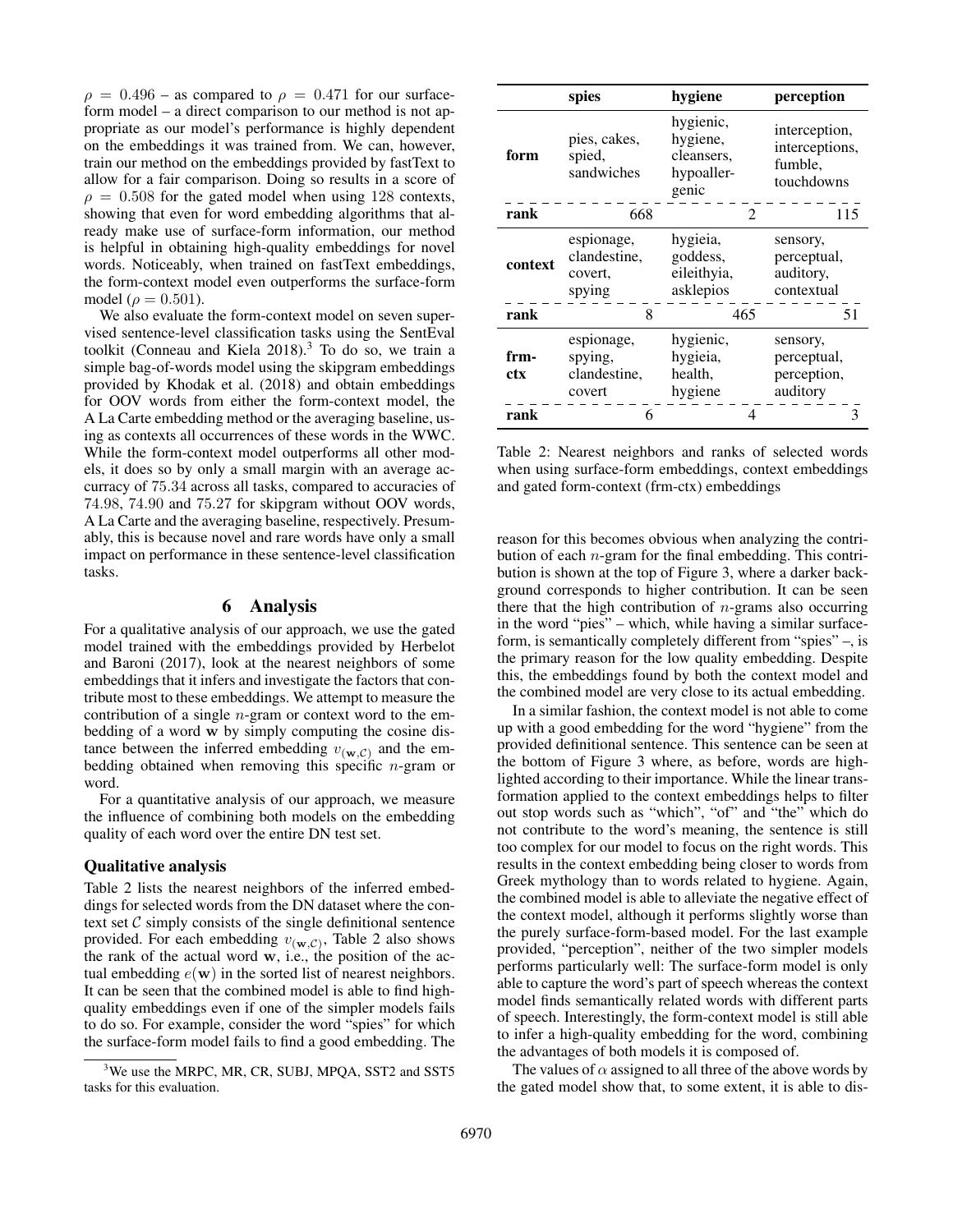$\rho = 0.496$ – as compared to $\rho = 0.471$ for our surface-form model – a direct comparison to our method is not appropriate as our model's performance is highly dependent on the embeddings it was trained from. We can, however, train our method on the embeddings provided by fastText to allow for a fair comparison. Doing so results in a score of $\rho = 0.508$ for the gated model when using 128 contexts, showing that even for word embedding algorithms that already make use of surface-form information, our method is helpful in obtaining high-quality embeddings for novel words. Noticeably, when trained on fastText embeddings, the form-context model even outperforms the surface-form model ($\rho = 0.501$).

We also evaluate the form-context model on seven supervised sentence-level classification tasks using the SentEval toolkit (Conneau and Kiela 2018).[3] To do so, we train a simple bag-of-words model using the skipgram embeddings provided by Khodak et al. (2018) and obtain embeddings for OOV words from either the form-context model, the A La Carte embedding method or the averaging baseline, using as contexts all occurrences of these words in the WWC. While the form-context model outperforms all other models, it does so by only a small margin with an average accuracy of 75.34 across all tasks, compared to accuracies of 74.98, 74.90 and 75.27 for skipgram without OOV words, A La Carte and the averaging baseline, respectively. Presumably, this is because novel and rare words have only a small impact on performance in these sentence-level classification tasks.

[3] We use the MRPC, MR, CR, SUBJ, MPQA, SST2 and SST5 tasks for this evaluation.

## 6 Analysis

For a qualitative analysis of our approach, we use the gated model trained with the embeddings provided by Herbelot and Baroni (2017), look at the nearest neighbors of some embeddings that it infers and investigate the factors that contribute most to these embeddings. We attempt to measure the contribution of a single $n$-gram or context word to the embedding of a word $\mathbf{w}$ by simply computing the cosine distance between the inferred embedding $v_{(\mathbf{w},\mathcal{C})}$ and the embedding obtained when removing this specific $n$-gram or word.

For a quantitative analysis of our approach, we measure the influence of combining both models on the embedding quality of each word over the entire DN test set.

### Qualitative analysis

Table 2 lists the nearest neighbors of the inferred embeddings for selected words from the DN dataset where the context set $\mathcal{C}$ simply consists of the single definitional sentence provided. For each embedding $v_{(\mathbf{w},\mathcal{C})}$, Table 2 also shows the rank of the actual word $\mathbf{w}$, i.e., the position of the actual embedding $e(\mathbf{w})$ in the sorted list of nearest neighbors. It can be seen that the combined model is able to find high-quality embeddings even if one of the simpler models fails to do so. For example, consider the word "spies" for which the surface-form model fails to find a good embedding. The reason for this becomes obvious when analyzing the contribution of each $n$-gram for the final embedding. This contribution is shown at the top of Figure 3, where a darker background corresponds to higher contribution. It can be seen there that the high contribution of $n$-grams also occurring in the word "pies" – which, while having a similar surface-form, is semantically completely different from "spies" –, is the primary reason for the low quality embedding. Despite this, the embeddings found by both the context model and the combined model are very close to its actual embedding.

| | **spies** | **hygiene** | **perception** |
|---|---|---|---|
| **form** | pies, cakes, spied, sandwiches | hygienic, hygiene, cleansers, hypoallergenic | interception, interceptions, fumble, touchdowns |
| **rank** | 668 | 2 | 115 |
| **context** | espionage, clandestine, covert, spying | hygieia, goddess, eileithyia, asklepios | sensory, perceptual, auditory, contextual |
| **rank** | 8 | 465 | 51 |
| **frm-ctx** | espionage, spying, clandestine, covert | hygienic, hygieia, health, hygiene | sensory, perceptual, perception, auditory |
| **rank** | 6 | 4 | 3 |

Table 2: Nearest neighbors and ranks of selected words when using surface-form embeddings, context embeddings and gated form-context (frm-ctx) embeddings

In a similar fashion, the context model is not able to come up with a good embedding for the word "hygiene" from the provided definitional sentence. This sentence can be seen at the bottom of Figure 3 where, as before, words are highlighted according to their importance. While the linear transformation applied to the context embeddings helps to filter out stop words such as "which", "of" and "the" which do not contribute to the word's meaning, the sentence is still too complex for our model to focus on the right words. This results in the context embedding being closer to words from Greek mythology than to words related to hygiene. Again, the combined model is able to alleviate the negative effect of the context model, although it performs slightly worse than the purely surface-form-based model. For the last example provided, "perception", neither of the two simpler models performs particularly well: The surface-form model is only able to capture the word's part of speech whereas the context model finds semantically related words with different parts of speech. Interestingly, the form-context model is still able to infer a high-quality embedding for the word, combining the advantages of both models it is composed of.

The values of $\alpha$ assigned to all three of the above words by the gated model show that, to some extent, it is able to dis-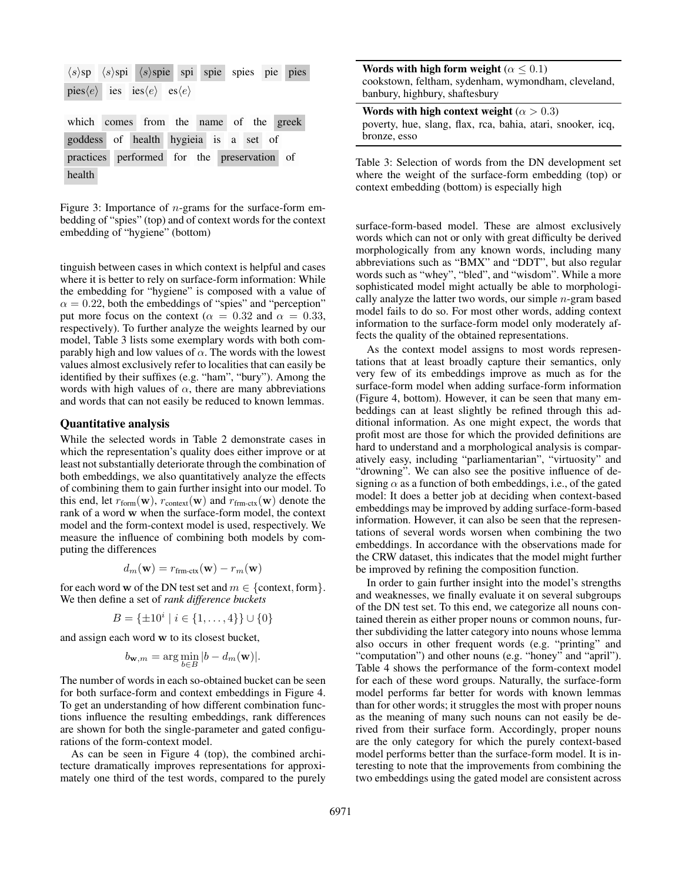⟨s⟩sp ⟨s⟩spi ⟨s⟩spie spi spie spies pie pies pies⟨e⟩ ies ies⟨e⟩ es⟨e⟩

which comes from the name of the greek goddess of health hygieia is a set of practices performed for the preservation of health

Figure 3: Importance of $n$-grams for the surface-form embedding of "spies" (top) and of context words for the context embedding of "hygiene" (bottom)

tinguish between cases in which context is helpful and cases where it is better to rely on surface-form information: While the embedding for "hygiene" is composed with a value of $\alpha = 0.22$, both the embeddings of "spies" and "perception" put more focus on the context ($\alpha = 0.32$ and $\alpha = 0.33$, respectively). To further analyze the weights learned by our model, Table 3 lists some exemplary words with both comparably high and low values of $\alpha$. The words with the lowest values almost exclusively refer to localities that can easily be identified by their suffixes (e.g. "ham", "bury"). Among the words with high values of $\alpha$, there are many abbreviations and words that can not easily be reduced to known lemmas.

### Quantitative analysis

While the selected words in Table 2 demonstrate cases in which the representation's quality does either improve or at least not substantially deteriorate through the combination of both embeddings, we also quantitatively analyze the effects of combining them to gain further insight into our model. To this end, let $r_{\text{form}}(\mathbf{w})$, $r_{\text{context}}(\mathbf{w})$ and $r_{\text{frm-ctx}}(\mathbf{w})$ denote the rank of a word $\mathbf{w}$ when the surface-form model, the context model and the form-context model is used, respectively. We measure the influence of combining both models by computing the differences

$$d_m(\mathbf{w}) = r_{\text{frm-ctx}}(\mathbf{w}) - r_m(\mathbf{w})$$

for each word $\mathbf{w}$ of the DN test set and $m \in \{\text{context}, \text{form}\}$. We then define a set of *rank difference buckets*

$$B = \{\pm 10^i \mid i \in \{1, \ldots, 4\}\} \cup \{0\}$$

and assign each word $\mathbf{w}$ to its closest bucket,

$$b_{\mathbf{w},m} = \arg\min_{b \in B} |b - d_m(\mathbf{w})|.$$

The number of words in each so-obtained bucket can be seen for both surface-form and context embeddings in Figure 4. To get an understanding of how different combination functions influence the resulting embeddings, rank differences are shown for both the single-parameter and gated configurations of the form-context model.

As can be seen in Figure 4 (top), the combined architecture dramatically improves representations for approximately one third of the test words, compared to the purely surface-form-based model. These are almost exclusively words which can not or only with great difficulty be derived morphologically from any known words, including many abbreviations such as "BMX" and "DDT", but also regular words such as "whey", "bled", and "wisdom". While a more sophisticated model might actually be able to morphologically analyze the latter two words, our simple $n$-gram based model fails to do so. For most other words, adding context information to the surface-form model only moderately affects the quality of the obtained representations.

| **Words with high form weight** ($\alpha \leq 0.1$) |
|---|
| cookstown, feltham, sydenham, wymondham, cleveland, banbury, highbury, shaftesbury |
| **Words with high context weight** ($\alpha > 0.3$) |
| poverty, hue, slang, flax, rca, bahia, atari, snooker, icq, bronze, esso |

Table 3: Selection of words from the DN development set where the weight of the surface-form embedding (top) or context embedding (bottom) is especially high

As the context model assigns to most words representations that at least broadly capture their semantics, only very few of its embeddings improve as much as for the surface-form model when adding surface-form information (Figure 4, bottom). However, it can be seen that many embeddings can at least slightly be refined through this additional information. As one might expect, the words that profit most are those for which the provided definitions are hard to understand and a morphological analysis is comparatively easy, including "parliamentarian", "virtuosity" and "drowning". We can also see the positive influence of designing $\alpha$ as a function of both embeddings, i.e., of the gated model: It does a better job at deciding when context-based embeddings may be improved by adding surface-form-based information. However, it can also be seen that the representations of several words worsen when combining the two embeddings. In accordance with the observations made for the CRW dataset, this indicates that the model might further be improved by refining the composition function.

In order to gain further insight into the model's strengths and weaknesses, we finally evaluate it on several subgroups of the DN test set. To this end, we categorize all nouns contained therein as either proper nouns or common nouns, further subdividing the latter category into nouns whose lemma also occurs in other frequent words (e.g. "printing" and "computation") and other nouns (e.g. "honey" and "april"). Table 4 shows the performance of the form-context model for each of these word groups. Naturally, the surface-form model performs far better for words with known lemmas than for other words; it struggles the most with proper nouns as the meaning of many such nouns can not easily be derived from their surface form. Accordingly, proper nouns are the only category for which the purely context-based model performs better than the surface-form model. It is interesting to note that the improvements from combining the two embeddings using the gated model are consistent across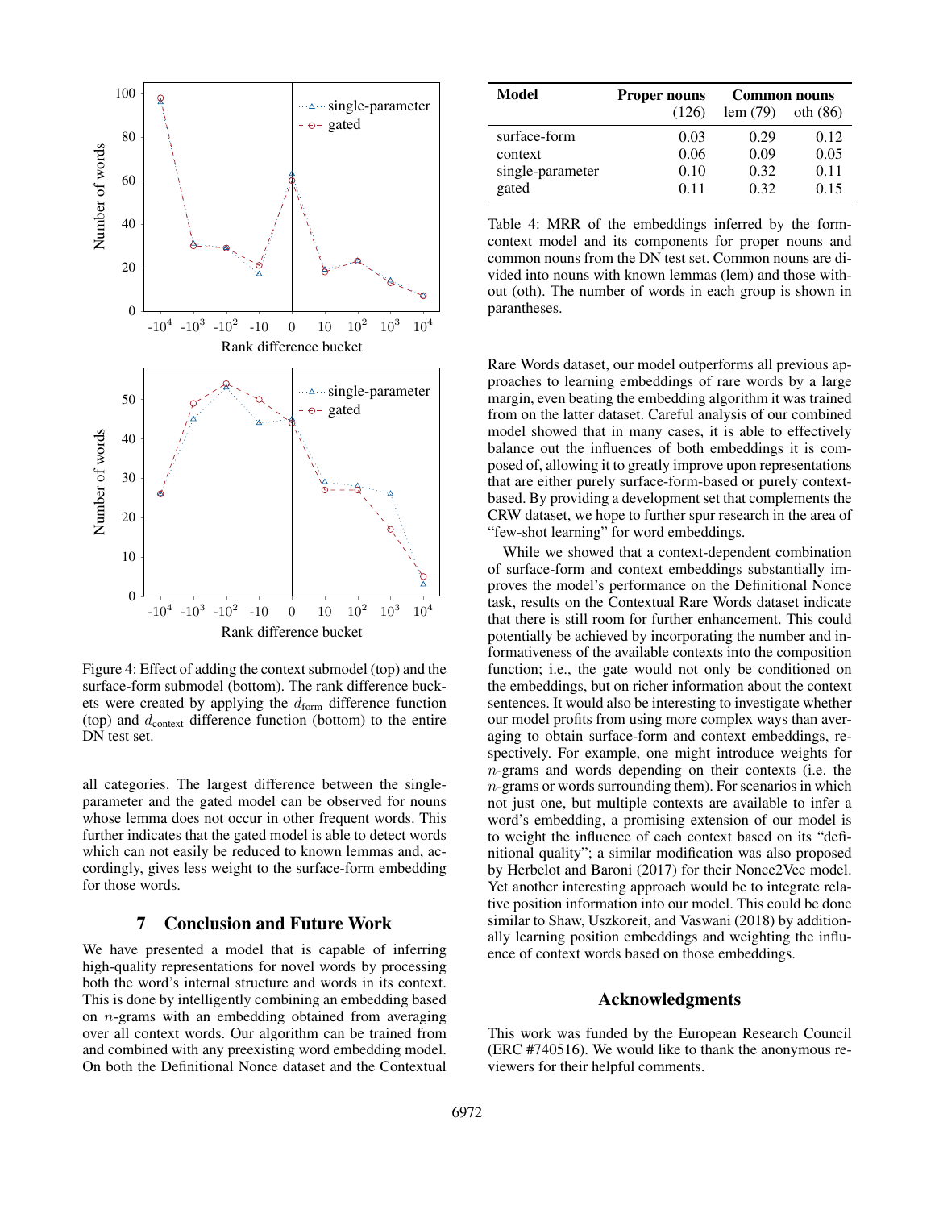Figure 4: Effect of adding the context submodel (top) and the surface-form submodel (bottom). The rank difference buckets were created by applying the $d_{\text{form}}$ difference function (top) and $d_{\text{context}}$ difference function (bottom) to the entire DN test set.

| Model | Proper nouns (126) | Common nouns lem (79) | oth (86) |
|---|---|---|---|
| surface-form | 0.03 | 0.29 | 0.12 |
| context | 0.06 | 0.09 | 0.05 |
| single-parameter | 0.10 | 0.32 | 0.11 |
| gated | 0.11 | 0.32 | 0.15 |

Table 4: MRR of the embeddings inferred by the form-context model and its components for proper nouns and common nouns from the DN test set. Common nouns are divided into nouns with known lemmas (lem) and those without (oth). The number of words in each group is shown in parantheses.

all categories. The largest difference between the single-parameter and the gated model can be observed for nouns whose lemma does not occur in other frequent words. This further indicates that the gated model is able to detect words which can not easily be reduced to known lemmas and, accordingly, gives less weight to the surface-form embedding for those words.

## 7 Conclusion and Future Work

We have presented a model that is capable of inferring high-quality representations for novel words by processing both the word's internal structure and words in its context. This is done by intelligently combining an embedding based on $n$-grams with an embedding obtained from averaging over all context words. Our algorithm can be trained from and combined with any preexisting word embedding model. On both the Definitional Nonce dataset and the Contextual Rare Words dataset, our model outperforms all previous approaches to learning embeddings of rare words by a large margin, even beating the embedding algorithm it was trained from on the latter dataset. Careful analysis of our combined model showed that in many cases, it is able to effectively balance out the influences of both embeddings it is composed of, allowing it to greatly improve upon representations that are either purely surface-form-based or purely context-based. By providing a development set that complements the CRW dataset, we hope to further spur research in the area of "few-shot learning" for word embeddings.

While we showed that a context-dependent combination of surface-form and context embeddings substantially improves the model's performance on the Definitional Nonce task, results on the Contextual Rare Words dataset indicate that there is still room for further enhancement. This could potentially be achieved by incorporating the number and informativeness of the available contexts into the composition function; i.e., the gate would not only be conditioned on the embeddings, but on richer information about the context sentences. It would also be interesting to investigate whether our model profits from using more complex ways than averaging to obtain surface-form and context embeddings, respectively. For example, one might introduce weights for $n$-grams and words depending on their contexts (i.e. the $n$-grams or words surrounding them). For scenarios in which not just one, but multiple contexts are available to infer a word's embedding, a promising extension of our model is to weight the influence of each context based on its "definitional quality"; a similar modification was also proposed by Herbelot and Baroni (2017) for their Nonce2Vec model. Yet another interesting approach would be to integrate relative position information into our model. This could be done similar to Shaw, Uszkoreit, and Vaswani (2018) by additionally learning position embeddings and weighting the influence of context words based on those embeddings.

## Acknowledgments

This work was funded by the European Research Council (ERC #740516). We would like to thank the anonymous reviewers for their helpful comments.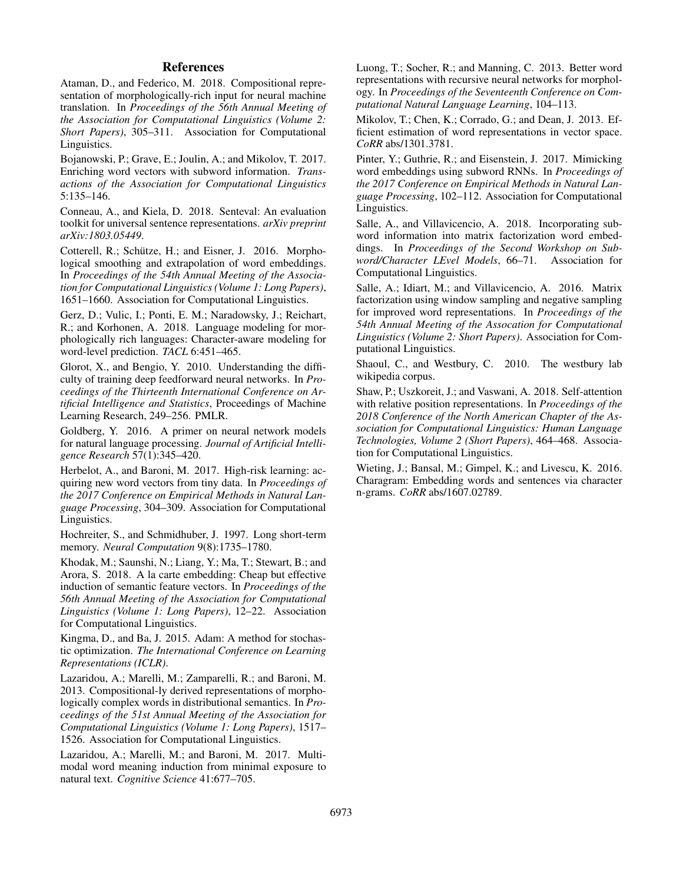## References

Ataman, D., and Federico, M. 2018. Compositional representation of morphologically-rich input for neural machine translation. In *Proceedings of the 56th Annual Meeting of the Association for Computational Linguistics (Volume 2: Short Papers)*, 305–311. Association for Computational Linguistics.

Bojanowski, P.; Grave, E.; Joulin, A.; and Mikolov, T. 2017. Enriching word vectors with subword information. *Transactions of the Association for Computational Linguistics* 5:135–146.

Conneau, A., and Kiela, D. 2018. Senteval: An evaluation toolkit for universal sentence representations. *arXiv preprint arXiv:1803.05449*.

Cotterell, R.; Schütze, H.; and Eisner, J. 2016. Morphological smoothing and extrapolation of word embeddings. In *Proceedings of the 54th Annual Meeting of the Association for Computational Linguistics (Volume 1: Long Papers)*, 1651–1660. Association for Computational Linguistics.

Gerz, D.; Vulic, I.; Ponti, E. M.; Naradowsky, J.; Reichart, R.; and Korhonen, A. 2018. Language modeling for morphologically rich languages: Character-aware modeling for word-level prediction. *TACL* 6:451–465.

Glorot, X., and Bengio, Y. 2010. Understanding the difficulty of training deep feedforward neural networks. In *Proceedings of the Thirteenth International Conference on Artificial Intelligence and Statistics*, Proceedings of Machine Learning Research, 249–256. PMLR.

Goldberg, Y. 2016. A primer on neural network models for natural language processing. *Journal of Artificial Intelligence Research* 57(1):345–420.

Herbelot, A., and Baroni, M. 2017. High-risk learning: acquiring new word vectors from tiny data. In *Proceedings of the 2017 Conference on Empirical Methods in Natural Language Processing*, 304–309. Association for Computational Linguistics.

Hochreiter, S., and Schmidhuber, J. 1997. Long short-term memory. *Neural Computation* 9(8):1735–1780.

Khodak, M.; Saunshi, N.; Liang, Y.; Ma, T.; Stewart, B.; and Arora, S. 2018. A la carte embedding: Cheap but effective induction of semantic feature vectors. In *Proceedings of the 56th Annual Meeting of the Association for Computational Linguistics (Volume 1: Long Papers)*, 12–22. Association for Computational Linguistics.

Kingma, D., and Ba, J. 2015. Adam: A method for stochastic optimization. *The International Conference on Learning Representations (ICLR)*.

Lazaridou, A.; Marelli, M.; Zamparelli, R.; and Baroni, M. 2013. Compositional-ly derived representations of morphologically complex words in distributional semantics. In *Proceedings of the 51st Annual Meeting of the Association for Computational Linguistics (Volume 1: Long Papers)*, 1517–1526. Association for Computational Linguistics.

Lazaridou, A.; Marelli, M.; and Baroni, M. 2017. Multimodal word meaning induction from minimal exposure to natural text. *Cognitive Science* 41:677–705.

Luong, T.; Socher, R.; and Manning, C. 2013. Better word representations with recursive neural networks for morphology. In *Proceedings of the Seventeenth Conference on Computational Natural Language Learning*, 104–113.

Mikolov, T.; Chen, K.; Corrado, G.; and Dean, J. 2013. Efficient estimation of word representations in vector space. *CoRR* abs/1301.3781.

Pinter, Y.; Guthrie, R.; and Eisenstein, J. 2017. Mimicking word embeddings using subword RNNs. In *Proceedings of the 2017 Conference on Empirical Methods in Natural Language Processing*, 102–112. Association for Computational Linguistics.

Salle, A., and Villavicencio, A. 2018. Incorporating subword information into matrix factorization word embeddings. In *Proceedings of the Second Workshop on Subword/Character LEvel Models*, 66–71. Association for Computational Linguistics.

Salle, A.; Idiart, M.; and Villavicencio, A. 2016. Matrix factorization using window sampling and negative sampling for improved word representations. In *Proceedings of the 54th Annual Meeting of the Assocation for Computational Linguistics (Volume 2: Short Papers)*. Association for Computational Linguistics.

Shaoul, C., and Westbury, C. 2010. The westbury lab wikipedia corpus.

Shaw, P.; Uszkoreit, J.; and Vaswani, A. 2018. Self-attention with relative position representations. In *Proceedings of the 2018 Conference of the North American Chapter of the Association for Computational Linguistics: Human Language Technologies, Volume 2 (Short Papers)*, 464–468. Association for Computational Linguistics.

Wieting, J.; Bansal, M.; Gimpel, K.; and Livescu, K. 2016. Charagram: Embedding words and sentences via character n-grams. *CoRR* abs/1607.02789.